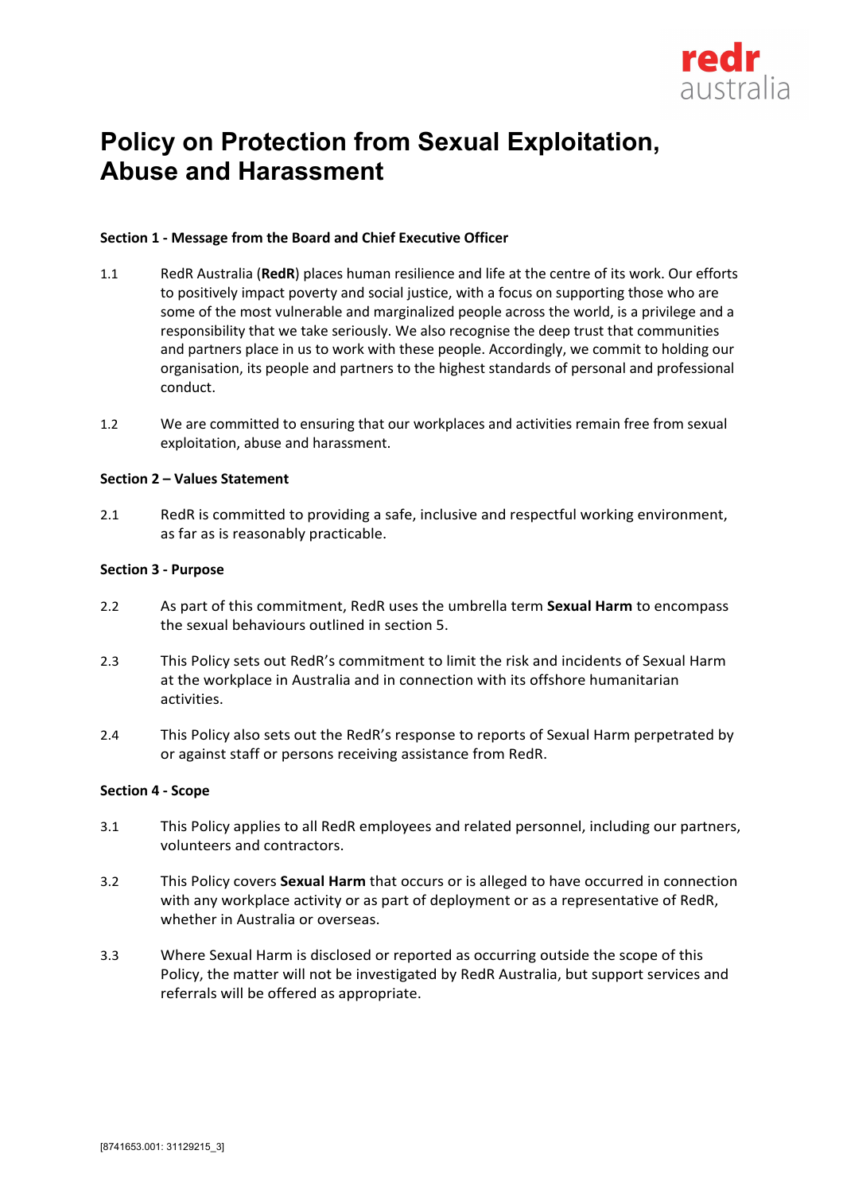# Policy on Protection from Sexual Exploitation, Abuse and Harassment

**Section 1 - Message from the Board and Chief Executive Officer**

1.1 RedR Australia (**RedR**) places human resilience and life at the centre of its work. Our efforts to positively impact poverty and social justice, with a focus on supporting those who are some of the most vulnerable and marginalized people across the world, is a privilege and a responsibility that we take seriously. We also recognise the deep trust that communities and partners place in us to work with these people. Accordingly, we commit to holding our organisation, its people and partners to the highest standards of personal and professional conduct.

1.2 We are committed to ensuring that our workplaces and activities remain free from sexual exploitation, abuse and harassment.

**Section 2 – Values Statement**

2.1 RedR is committed to providing a safe, inclusive and respectful working environment, as far as is reasonably practicable.

**Section 3 - Purpose**

2.2 As part of this commitment, RedR uses the umbrella term **Sexual Harm** to encompass the sexual behaviours outlined in section 5.

2.3 This Policy sets out RedR's commitment to limit the risk and incidents of Sexual Harm at the workplace in Australia and in connection with its offshore humanitarian activities.

2.4 This Policy also sets out the RedR's response to reports of Sexual Harm perpetrated by or against staff or persons receiving assistance from RedR.

**Section 4 - Scope**

3.1 This Policy applies to all RedR employees and related personnel, including our partners, volunteers and contractors.

3.2 This Policy covers **Sexual Harm** that occurs or is alleged to have occurred in connection with any workplace activity or as part of deployment or as a representative of RedR, whether in Australia or overseas.

3.3 Where Sexual Harm is disclosed or reported as occurring outside the scope of this Policy, the matter will not be investigated by RedR Australia, but support services and referrals will be offered as appropriate.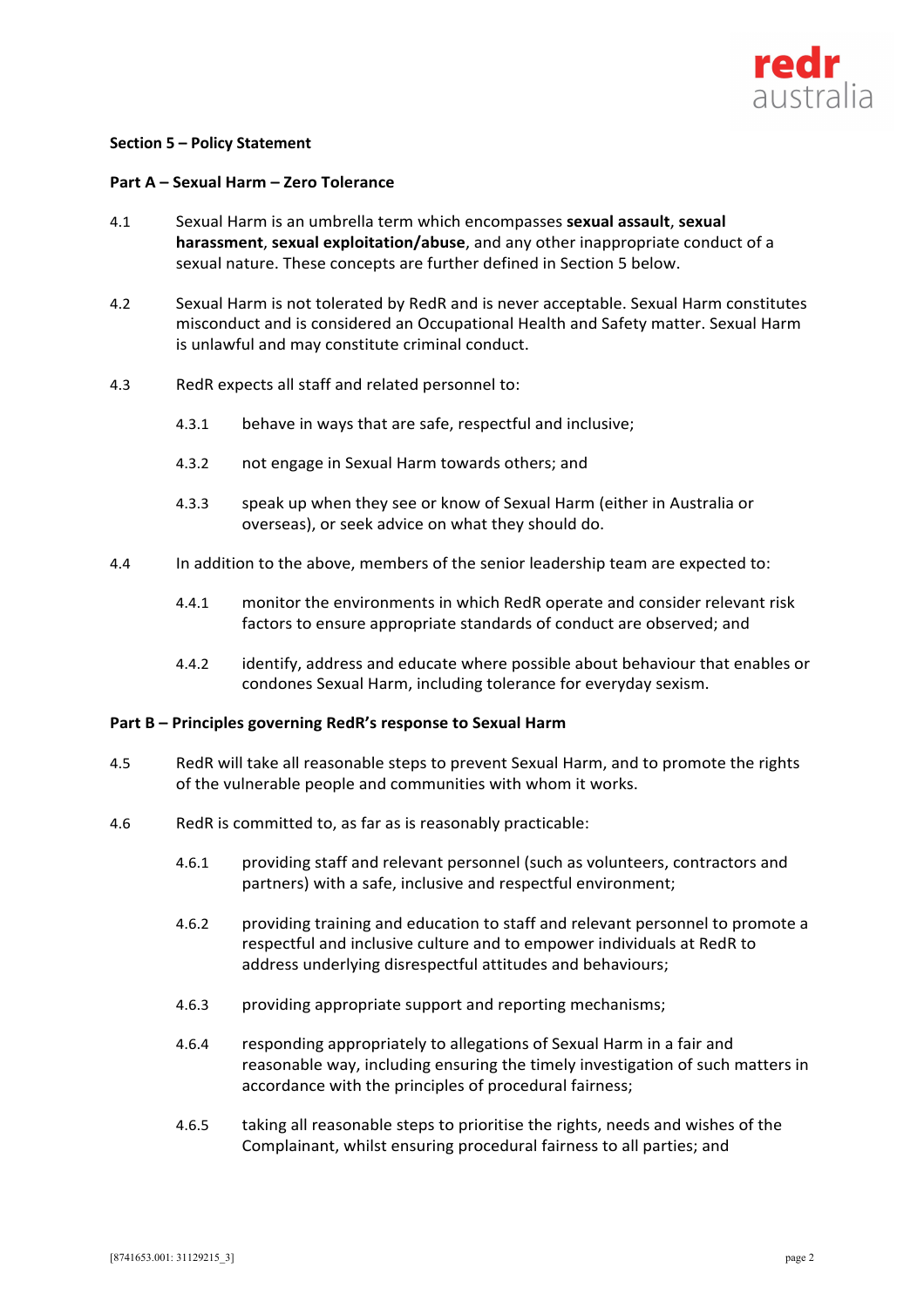**Section 5 – Policy Statement**

**Part A – Sexual Harm – Zero Tolerance**

4.1 Sexual Harm is an umbrella term which encompasses **sexual assault**, **sexual harassment**, **sexual exploitation/abuse**, and any other inappropriate conduct of a sexual nature. These concepts are further defined in Section 5 below.

4.2 Sexual Harm is not tolerated by RedR and is never acceptable. Sexual Harm constitutes misconduct and is considered an Occupational Health and Safety matter. Sexual Harm is unlawful and may constitute criminal conduct.

4.3 RedR expects all staff and related personnel to:

4.3.1 behave in ways that are safe, respectful and inclusive;

4.3.2 not engage in Sexual Harm towards others; and

4.3.3 speak up when they see or know of Sexual Harm (either in Australia or overseas), or seek advice on what they should do.

4.4 In addition to the above, members of the senior leadership team are expected to:

4.4.1 monitor the environments in which RedR operate and consider relevant risk factors to ensure appropriate standards of conduct are observed; and

4.4.2 identify, address and educate where possible about behaviour that enables or condones Sexual Harm, including tolerance for everyday sexism.

**Part B – Principles governing RedR's response to Sexual Harm**

4.5 RedR will take all reasonable steps to prevent Sexual Harm, and to promote the rights of the vulnerable people and communities with whom it works.

4.6 RedR is committed to, as far as is reasonably practicable:

4.6.1 providing staff and relevant personnel (such as volunteers, contractors and partners) with a safe, inclusive and respectful environment;

4.6.2 providing training and education to staff and relevant personnel to promote a respectful and inclusive culture and to empower individuals at RedR to address underlying disrespectful attitudes and behaviours;

4.6.3 providing appropriate support and reporting mechanisms;

4.6.4 responding appropriately to allegations of Sexual Harm in a fair and reasonable way, including ensuring the timely investigation of such matters in accordance with the principles of procedural fairness;

4.6.5 taking all reasonable steps to prioritise the rights, needs and wishes of the Complainant, whilst ensuring procedural fairness to all parties; and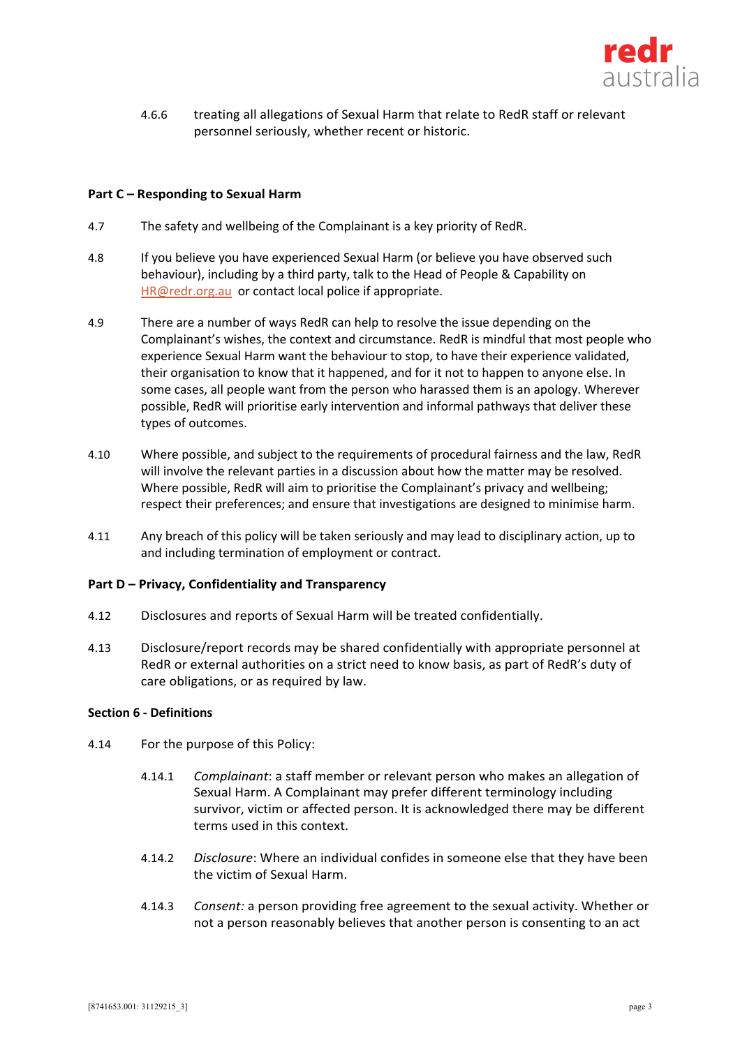4.6.6 treating all allegations of Sexual Harm that relate to RedR staff or relevant personnel seriously, whether recent or historic.

**Part C – Responding to Sexual Harm**

4.7 The safety and wellbeing of the Complainant is a key priority of RedR.

4.8 If you believe you have experienced Sexual Harm (or believe you have observed such behaviour), including by a third party, talk to the Head of People & Capability on HR@redr.org.au or contact local police if appropriate.

4.9 There are a number of ways RedR can help to resolve the issue depending on the Complainant's wishes, the context and circumstance. RedR is mindful that most people who experience Sexual Harm want the behaviour to stop, to have their experience validated, their organisation to know that it happened, and for it not to happen to anyone else. In some cases, all people want from the person who harassed them is an apology. Wherever possible, RedR will prioritise early intervention and informal pathways that deliver these types of outcomes.

4.10 Where possible, and subject to the requirements of procedural fairness and the law, RedR will involve the relevant parties in a discussion about how the matter may be resolved. Where possible, RedR will aim to prioritise the Complainant's privacy and wellbeing; respect their preferences; and ensure that investigations are designed to minimise harm.

4.11 Any breach of this policy will be taken seriously and may lead to disciplinary action, up to and including termination of employment or contract.

**Part D – Privacy, Confidentiality and Transparency**

4.12 Disclosures and reports of Sexual Harm will be treated confidentially.

4.13 Disclosure/report records may be shared confidentially with appropriate personnel at RedR or external authorities on a strict need to know basis, as part of RedR's duty of care obligations, or as required by law.

**Section 6 - Definitions**

4.14 For the purpose of this Policy:

4.14.1 *Complainant*: a staff member or relevant person who makes an allegation of Sexual Harm. A Complainant may prefer different terminology including survivor, victim or affected person. It is acknowledged there may be different terms used in this context.

4.14.2 *Disclosure*: Where an individual confides in someone else that they have been the victim of Sexual Harm.

4.14.3 *Consent:* a person providing free agreement to the sexual activity. Whether or not a person reasonably believes that another person is consenting to an act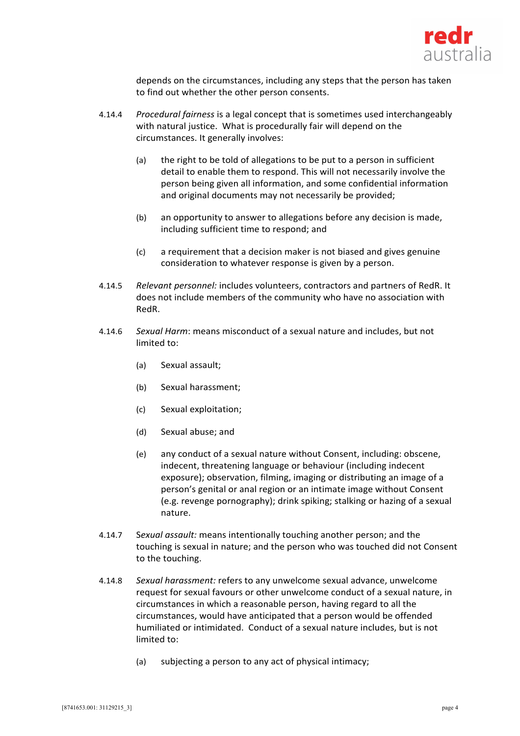depends on the circumstances, including any steps that the person has taken to find out whether the other person consents.

4.14.4 *Procedural fairness* is a legal concept that is sometimes used interchangeably with natural justice. What is procedurally fair will depend on the circumstances. It generally involves:

(a) the right to be told of allegations to be put to a person in sufficient detail to enable them to respond. This will not necessarily involve the person being given all information, and some confidential information and original documents may not necessarily be provided;

(b) an opportunity to answer to allegations before any decision is made, including sufficient time to respond; and

(c) a requirement that a decision maker is not biased and gives genuine consideration to whatever response is given by a person.

4.14.5 *Relevant personnel:* includes volunteers, contractors and partners of RedR. It does not include members of the community who have no association with RedR.

4.14.6 *Sexual Harm*: means misconduct of a sexual nature and includes, but not limited to:

(a) Sexual assault;

(b) Sexual harassment;

(c) Sexual exploitation;

(d) Sexual abuse; and

(e) any conduct of a sexual nature without Consent, including: obscene, indecent, threatening language or behaviour (including indecent exposure); observation, filming, imaging or distributing an image of a person's genital or anal region or an intimate image without Consent (e.g. revenge pornography); drink spiking; stalking or hazing of a sexual nature.

4.14.7 S*exual assault:* means intentionally touching another person; and the touching is sexual in nature; and the person who was touched did not Consent to the touching.

4.14.8 *Sexual harassment:* refers to any unwelcome sexual advance, unwelcome request for sexual favours or other unwelcome conduct of a sexual nature, in circumstances in which a reasonable person, having regard to all the circumstances, would have anticipated that a person would be offended humiliated or intimidated. Conduct of a sexual nature includes, but is not limited to:

(a) subjecting a person to any act of physical intimacy;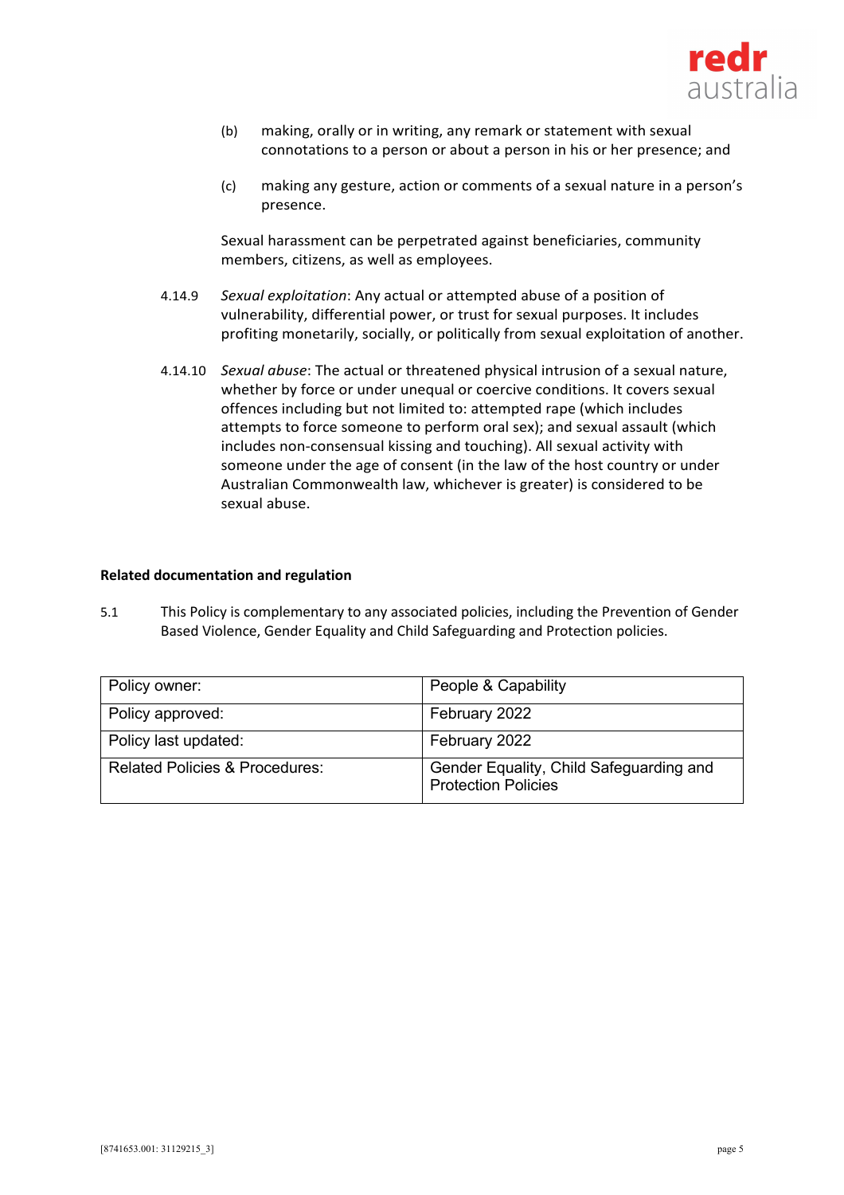(b) making, orally or in writing, any remark or statement with sexual connotations to a person or about a person in his or her presence; and

(c) making any gesture, action or comments of a sexual nature in a person's presence.

Sexual harassment can be perpetrated against beneficiaries, community members, citizens, as well as employees.

4.14.9 *Sexual exploitation*: Any actual or attempted abuse of a position of vulnerability, differential power, or trust for sexual purposes. It includes profiting monetarily, socially, or politically from sexual exploitation of another.

4.14.10 *Sexual abuse*: The actual or threatened physical intrusion of a sexual nature, whether by force or under unequal or coercive conditions. It covers sexual offences including but not limited to: attempted rape (which includes attempts to force someone to perform oral sex); and sexual assault (which includes non-consensual kissing and touching). All sexual activity with someone under the age of consent (in the law of the host country or under Australian Commonwealth law, whichever is greater) is considered to be sexual abuse.

**Related documentation and regulation**

5.1 This Policy is complementary to any associated policies, including the Prevention of Gender Based Violence, Gender Equality and Child Safeguarding and Protection policies.

| | |
|---|---|
| Policy owner: | People & Capability |
| Policy approved: | February 2022 |
| Policy last updated: | February 2022 |
| Related Policies & Procedures: | Gender Equality, Child Safeguarding and Protection Policies |